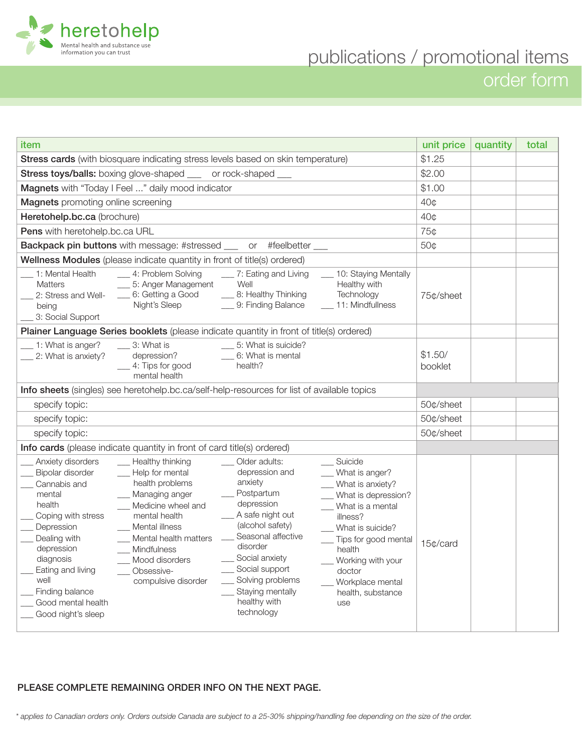heretohelp

Mental health and substance use information you can trust

# publications / promotional items order form

| item | unit price | quantity | total |
|---|---|---|---|
| **Stress cards** (with biosquare indicating stress levels based on skin temperature) | $1.25 | | |
| **Stress toys/balls:** boxing glove-shaped ___ or rock-shaped ___ | $2.00 | | |
| **Magnets** with "Today I Feel ..." daily mood indicator | $1.00 | | |
| **Magnets** promoting online screening | 40¢ | | |
| **Heretohelp.bc.ca** (brochure) | 40¢ | | |
| **Pens** with heretohelp.bc.ca URL | 75¢ | | |
| **Backpack pin buttons** with message: #stressed ___ or #feelbetter ___ | 50¢ | | |
| **Wellness Modules** (please indicate quantity in front of title(s) ordered) | | | |
| ___ 1: Mental Health Matters; ___ 2: Stress and Well-being; ___ 3: Social Support; ___ 4: Problem Solving; ___ 5: Anger Management; ___ 6: Getting a Good Night's Sleep; ___ 7: Eating and Living Well; ___ 8: Healthy Thinking; ___ 9: Finding Balance; ___ 10: Staying Mentally Healthy with Technology; ___ 11: Mindfullness | 75¢/sheet | | |
| **Plainer Language Series booklets** (please indicate quantity in front of title(s) ordered) | | | |
| ___ 1: What is anger?; ___ 2: What is anxiety?; ___ 3: What is depression?; ___ 4: Tips for good mental health; ___ 5: What is suicide?; ___ 6: What is mental health? | $1.50/ booklet | | |
| **Info sheets** (singles) see heretohelp.bc.ca/self-help-resources for list of available topics | | | |
| specify topic: | 50¢/sheet | | |
| specify topic: | 50¢/sheet | | |
| specify topic: | 50¢/sheet | | |
| **Info cards** (please indicate quantity in front of card title(s) ordered) | | | |
| ___ Anxiety disorders; ___ Bipolar disorder; ___ Cannabis and mental health; ___ Coping with stress; ___ Depression; ___ Dealing with depression diagnosis; ___ Eating and living well; ___ Finding balance; ___ Good mental health; ___ Good night's sleep; ___ Healthy thinking; ___ Help for mental health problems; ___ Managing anger; ___ Medicine wheel and mental health; ___ Mental illness; ___ Mental health matters; ___ Mindfulness; ___ Mood disorders; ___ Obsessive-compulsive disorder; ___ Older adults: depression and anxiety; ___ Postpartum depression; ___ A safe night out (alcohol safety); ___ Seasonal affective disorder; ___ Social anxiety; ___ Social support; ___ Solving problems; ___ Staying mentally healthy with technology; ___ Suicide; ___ What is anger?; ___ What is anxiety?; ___ What is depression?; ___ What is a mental illness?; ___ What is suicide?; ___ Tips for good mental health; ___ Working with your doctor; ___ Workplace mental health, substance use | 15¢/card | | |

PLEASE COMPLETE REMAINING ORDER INFO ON THE NEXT PAGE.

*\* applies to Canadian orders only. Orders outside Canada are subject to a 25-30% shipping/handling fee depending on the size of the order.*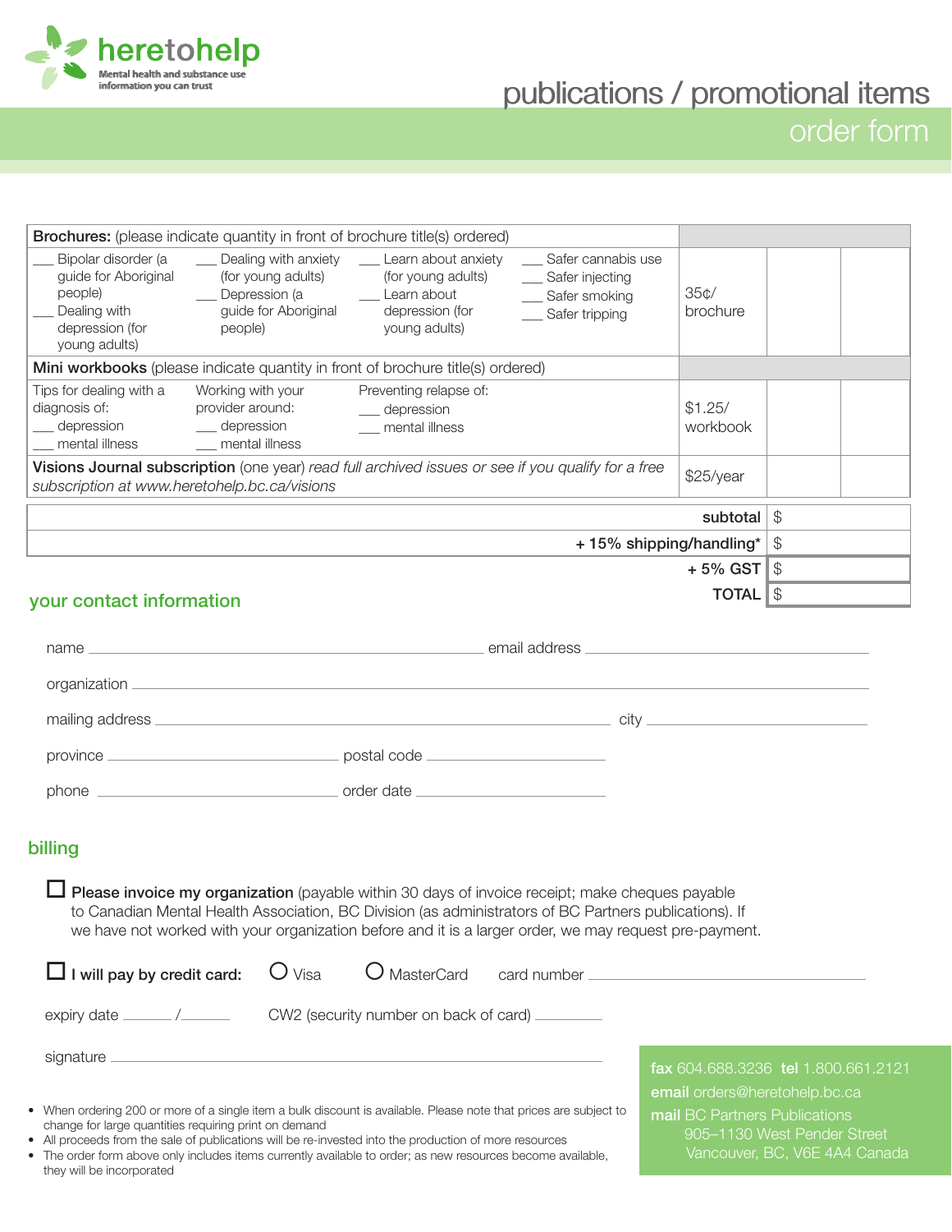heretohelp

Mental health and substance use information you can trust

# publications / promotional items order form

| | | | |
|---|---|---|---|
| **Brochures:** (please indicate quantity in front of brochure title(s) ordered) | | | |
| ___ Bipolar disorder (a guide for Aboriginal people)<br>___ Dealing with depression (for young adults)<br>___ Dealing with anxiety (for young adults)<br>___ Depression (a guide for Aboriginal people)<br>___ Learn about anxiety (for young adults)<br>___ Learn about depression (for young adults)<br>___ Safer cannabis use<br>___ Safer injecting<br>___ Safer smoking<br>___ Safer tripping | 35¢/ brochure | | |
| **Mini workbooks** (please indicate quantity in front of brochure title(s) ordered) | | | |
| Tips for dealing with a diagnosis of:<br>___ depression<br>___ mental illness<br>Working with your provider around:<br>___ depression<br>___ mental illness<br>Preventing relapse of:<br>___ depression<br>___ mental illness | $1.25/ workbook | | |
| **Visions Journal subscription** (one year) *read full archived issues or see if you qualify for a free subscription at www.heretohelp.bc.ca/visions* | $25/year | | |

| | |
|---|---|
| **subtotal** | $ |
| **+ 15% shipping/handling*** | $ |
| **+ 5% GST** | $ |
| **TOTAL** | $ |

## your contact information

name ______________________ email address ______________________

organization ______________________

mailing address ______________________ city ______________________

province ______________________ postal code ______________________

phone ______________________ order date ______________________

## billing

☐ **Please invoice my organization** (payable within 30 days of invoice receipt; make cheques payable to Canadian Mental Health Association, BC Division (as administrators of BC Partners publications). If we have not worked with your organization before and it is a larger order, we may request pre-payment.

☐ **I will pay by credit card:** ○ Visa ○ MasterCard card number ______________________

expiry date ______ / ______ CW2 (security number on back of card) ________

signature ______________________

- When ordering 200 or more of a single item a bulk discount is available. Please note that prices are subject to change for large quantities requiring print on demand
- All proceeds from the sale of publications will be re-invested into the production of more resources
- The order form above only includes items currently available to order; as new resources become available, they will be incorporated

**fax** 604.688.3236 **tel** 1.800.661.2121
**email** orders@heretohelp.bc.ca
**mail** BC Partners Publications
905–1130 West Pender Street
Vancouver, BC, V6E 4A4 Canada